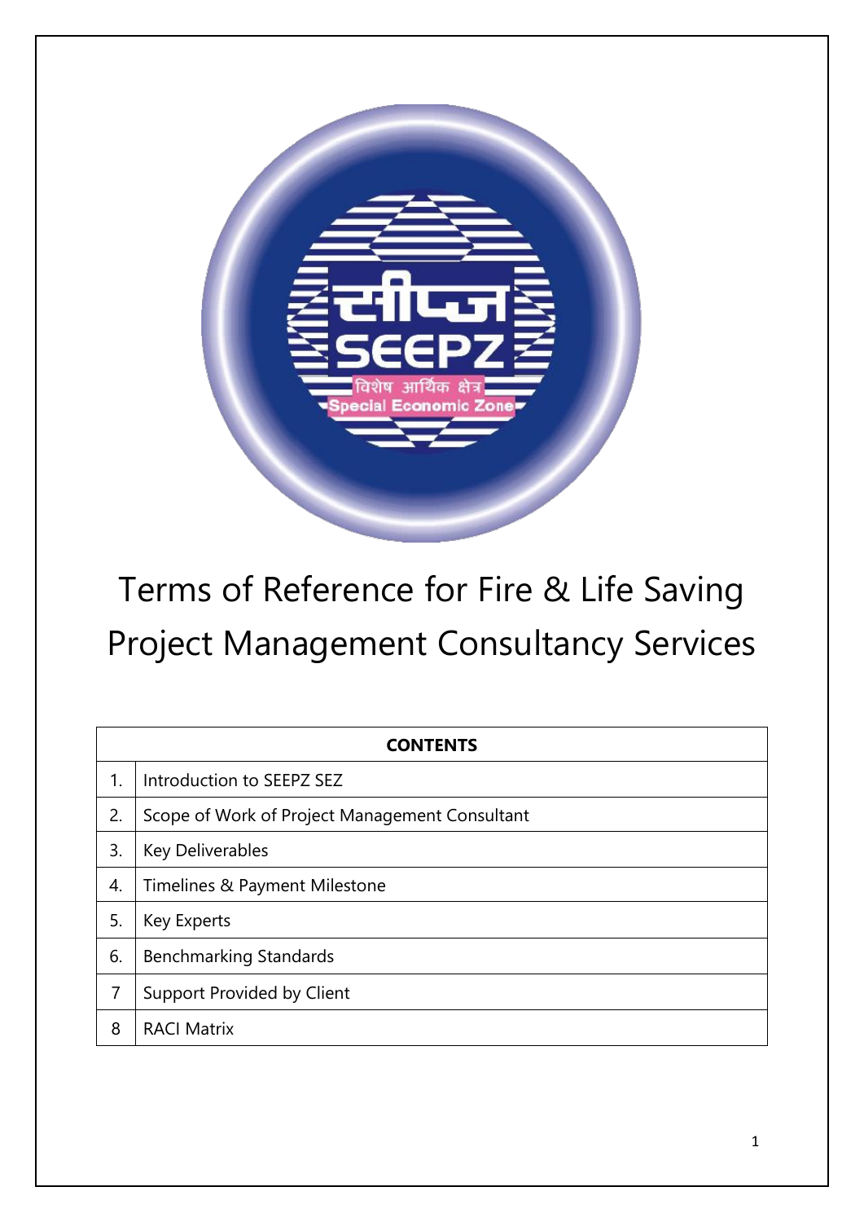# Terms of Reference for Fire & Life Saving Project Management Consultancy Services

| CONTENTS | |
|---|---|
| 1. | Introduction to SEEPZ SEZ |
| 2. | Scope of Work of Project Management Consultant |
| 3. | Key Deliverables |
| 4. | Timelines & Payment Milestone |
| 5. | Key Experts |
| 6. | Benchmarking Standards |
| 7 | Support Provided by Client |
| 8 | RACI Matrix |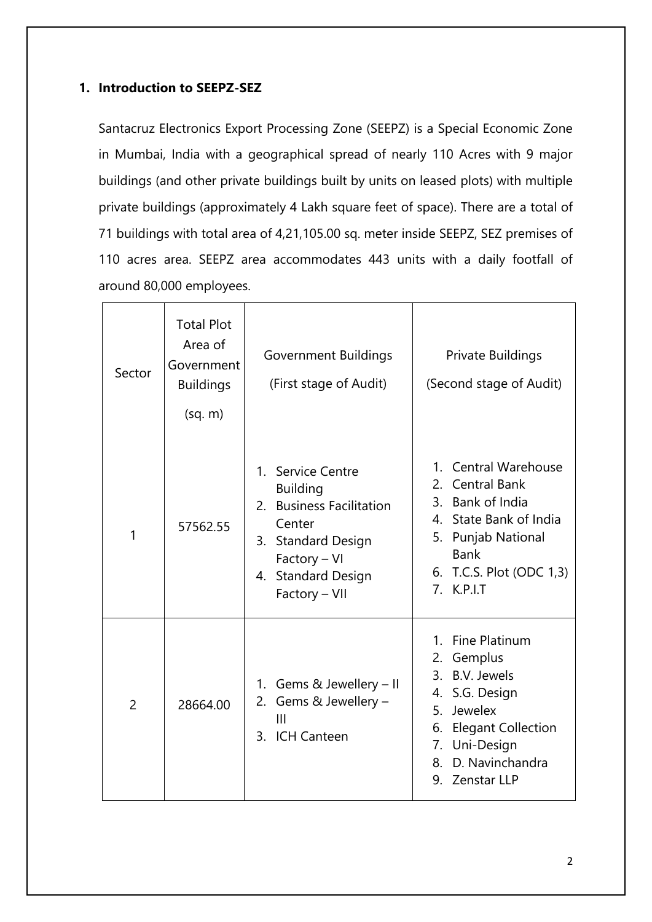## 1. Introduction to SEEPZ-SEZ

Santacruz Electronics Export Processing Zone (SEEPZ) is a Special Economic Zone in Mumbai, India with a geographical spread of nearly 110 Acres with 9 major buildings (and other private buildings built by units on leased plots) with multiple private buildings (approximately 4 Lakh square feet of space). There are a total of 71 buildings with total area of 4,21,105.00 sq. meter inside SEEPZ, SEZ premises of 110 acres area. SEEPZ area accommodates 443 units with a daily footfall of around 80,000 employees.

| Sector | Total Plot Area of Government Buildings (sq. m) | Government Buildings (First stage of Audit) | Private Buildings (Second stage of Audit) |
|---|---|---|---|
| 1 | 57562.55 | 1. Service Centre Building<br>2. Business Facilitation Center<br>3. Standard Design Factory – VI<br>4. Standard Design Factory – VII | 1. Central Warehouse<br>2. Central Bank<br>3. Bank of India<br>4. State Bank of India<br>5. Punjab National Bank<br>6. T.C.S. Plot (ODC 1,3)<br>7. K.P.I.T |
| 2 | 28664.00 | 1. Gems & Jewellery – II<br>2. Gems & Jewellery – III<br>3. ICH Canteen | 1. Fine Platinum<br>2. Gemplus<br>3. B.V. Jewels<br>4. S.G. Design<br>5. Jewelex<br>6. Elegant Collection<br>7. Uni-Design<br>8. D. Navinchandra<br>9. Zenstar LLP |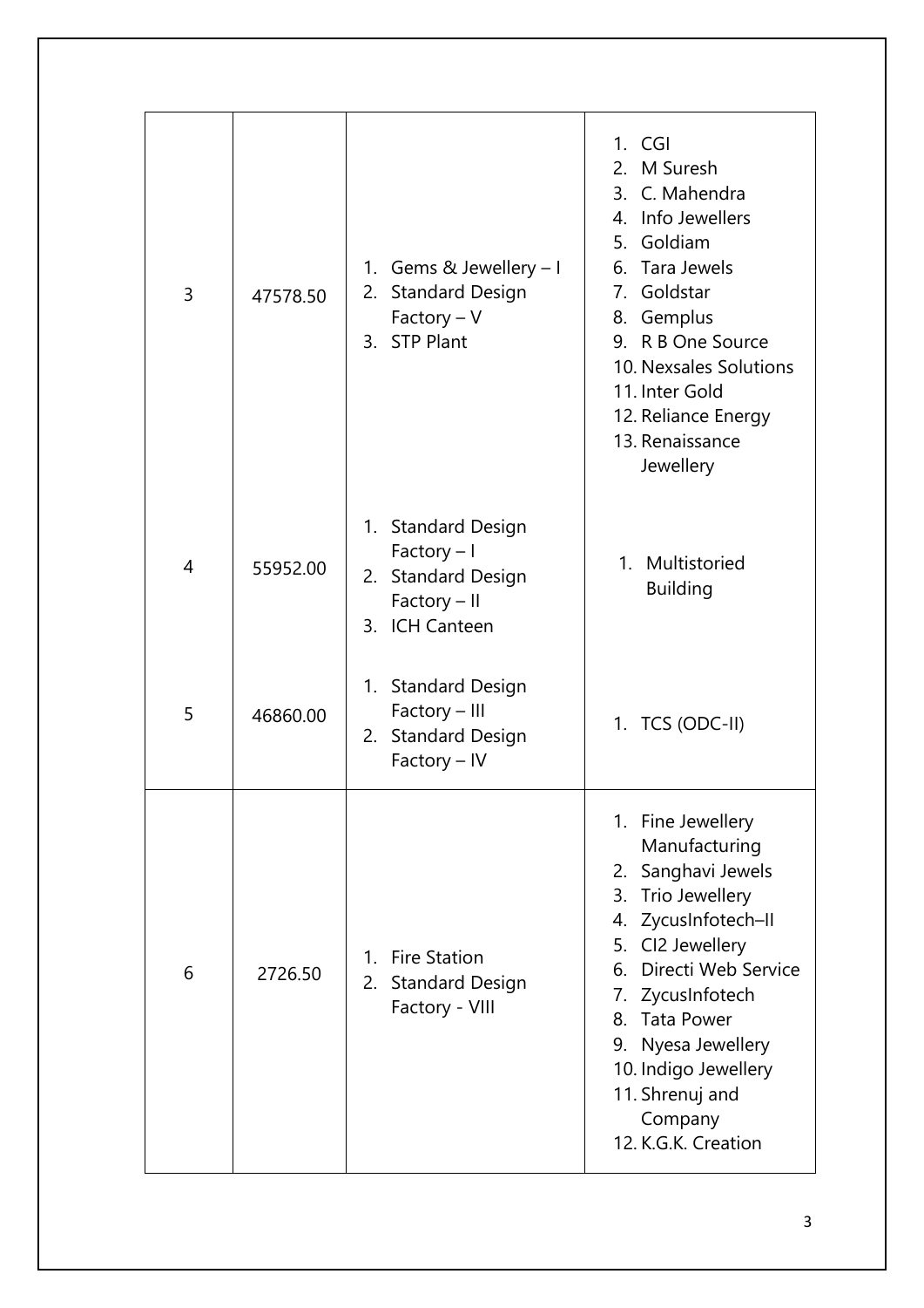| | | | |
|---|---|---|---|
| 3 | 47578.50 | 1. Gems & Jewellery – I<br>2. Standard Design Factory – V<br>3. STP Plant | 1. CGI<br>2. M Suresh<br>3. C. Mahendra<br>4. Info Jewellers<br>5. Goldiam<br>6. Tara Jewels<br>7. Goldstar<br>8. Gemplus<br>9. R B One Source<br>10. Nexsales Solutions<br>11. Inter Gold<br>12. Reliance Energy<br>13. Renaissance Jewellery |
| 4 | 55952.00 | 1. Standard Design Factory – I<br>2. Standard Design Factory – II<br>3. ICH Canteen | 1. Multistoried Building |
| 5 | 46860.00 | 1. Standard Design Factory – III<br>2. Standard Design Factory – IV | 1. TCS (ODC-II) |
| 6 | 2726.50 | 1. Fire Station<br>2. Standard Design Factory - VIII | 1. Fine Jewellery Manufacturing<br>2. Sanghavi Jewels<br>3. Trio Jewellery<br>4. ZycusInfotech–II<br>5. CI2 Jewellery<br>6. Directi Web Service<br>7. ZycusInfotech<br>8. Tata Power<br>9. Nyesa Jewellery<br>10. Indigo Jewellery<br>11. Shrenuj and Company<br>12. K.G.K. Creation |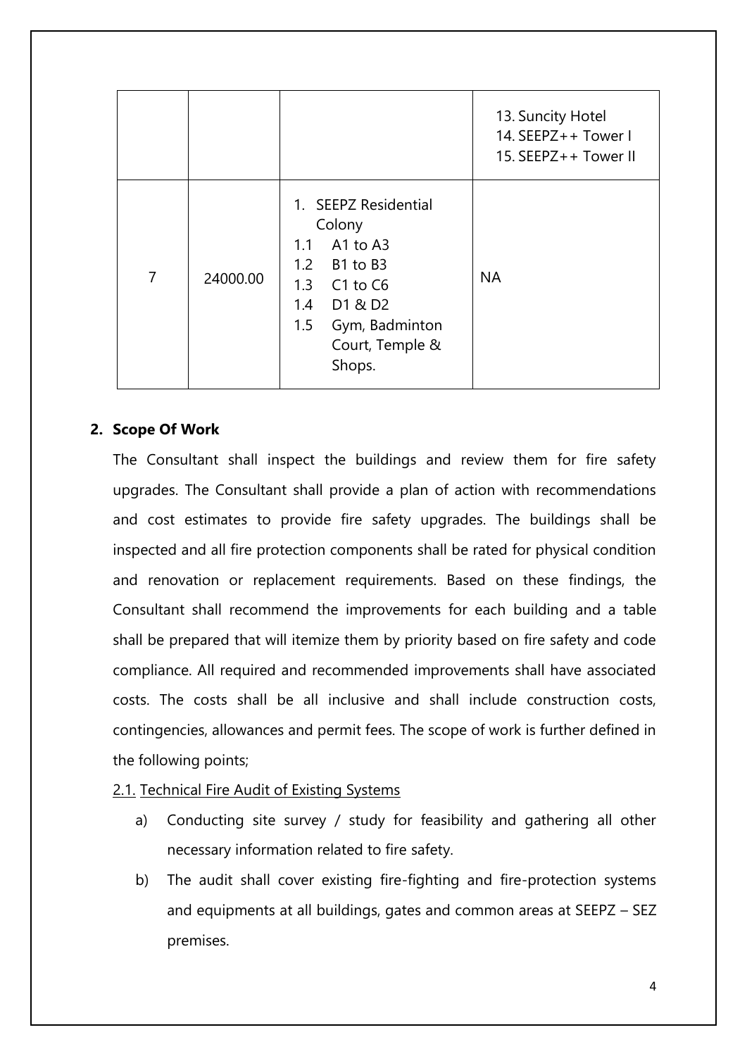|  |  |  | 13. Suncity Hotel<br>14. SEEPZ++ Tower I<br>15. SEEPZ++ Tower II |
|---|---|---|---|
| 7 | 24000.00 | 1. SEEPZ Residential Colony<br>1.1 A1 to A3<br>1.2 B1 to B3<br>1.3 C1 to C6<br>1.4 D1 & D2<br>1.5 Gym, Badminton Court, Temple & Shops. | NA |

## 2. Scope Of Work

The Consultant shall inspect the buildings and review them for fire safety upgrades. The Consultant shall provide a plan of action with recommendations and cost estimates to provide fire safety upgrades. The buildings shall be inspected and all fire protection components shall be rated for physical condition and renovation or replacement requirements. Based on these findings, the Consultant shall recommend the improvements for each building and a table shall be prepared that will itemize them by priority based on fire safety and code compliance. All required and recommended improvements shall have associated costs. The costs shall be all inclusive and shall include construction costs, contingencies, allowances and permit fees. The scope of work is further defined in the following points;

2.1. Technical Fire Audit of Existing Systems

a) Conducting site survey / study for feasibility and gathering all other necessary information related to fire safety.

b) The audit shall cover existing fire-fighting and fire-protection systems and equipments at all buildings, gates and common areas at SEEPZ – SEZ premises.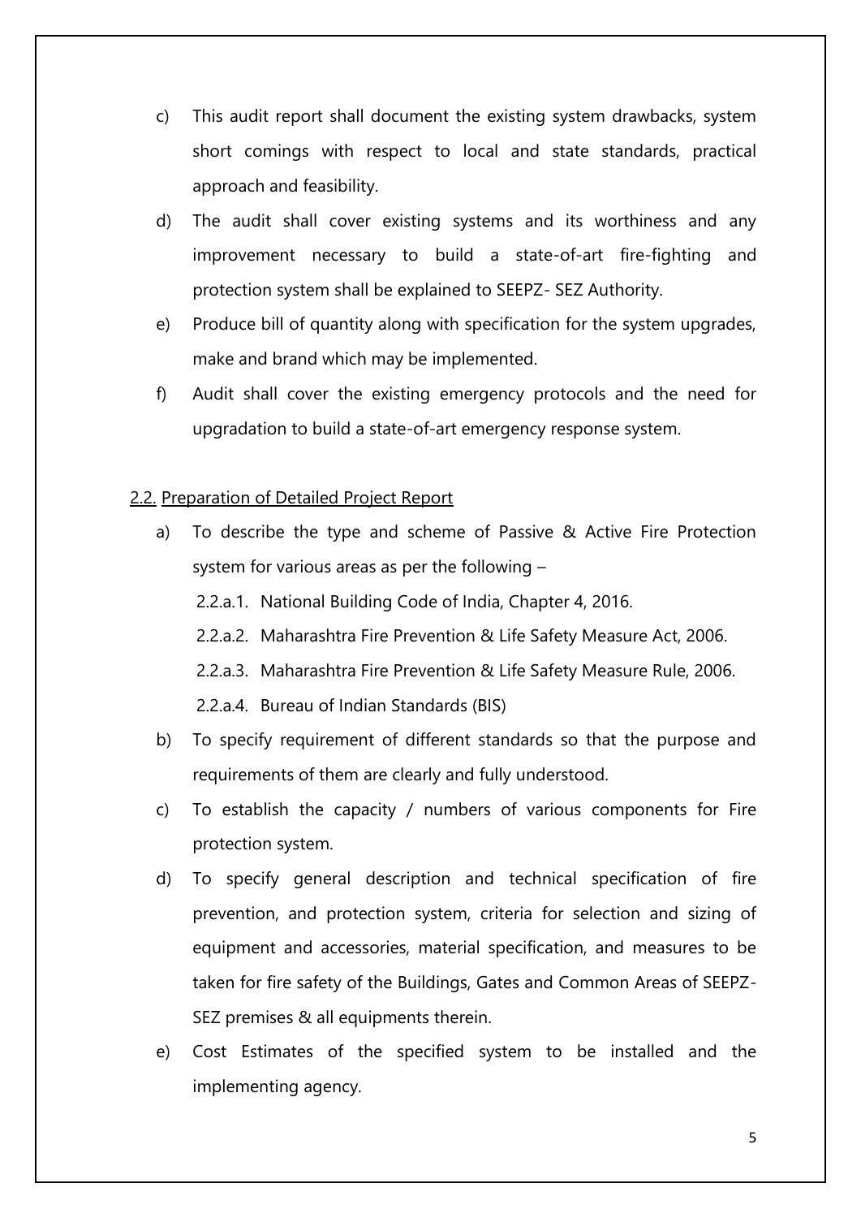c) This audit report shall document the existing system drawbacks, system short comings with respect to local and state standards, practical approach and feasibility.

d) The audit shall cover existing systems and its worthiness and any improvement necessary to build a state-of-art fire-fighting and protection system shall be explained to SEEPZ- SEZ Authority.

e) Produce bill of quantity along with specification for the system upgrades, make and brand which may be implemented.

f) Audit shall cover the existing emergency protocols and the need for upgradation to build a state-of-art emergency response system.

<u>2.2. Preparation of Detailed Project Report</u>

a) To describe the type and scheme of Passive & Active Fire Protection system for various areas as per the following –

   2.2.a.1. National Building Code of India, Chapter 4, 2016.

   2.2.a.2. Maharashtra Fire Prevention & Life Safety Measure Act, 2006.

   2.2.a.3. Maharashtra Fire Prevention & Life Safety Measure Rule, 2006.

   2.2.a.4. Bureau of Indian Standards (BIS)

b) To specify requirement of different standards so that the purpose and requirements of them are clearly and fully understood.

c) To establish the capacity / numbers of various components for Fire protection system.

d) To specify general description and technical specification of fire prevention, and protection system, criteria for selection and sizing of equipment and accessories, material specification, and measures to be taken for fire safety of the Buildings, Gates and Common Areas of SEEPZ-SEZ premises & all equipments therein.

e) Cost Estimates of the specified system to be installed and the implementing agency.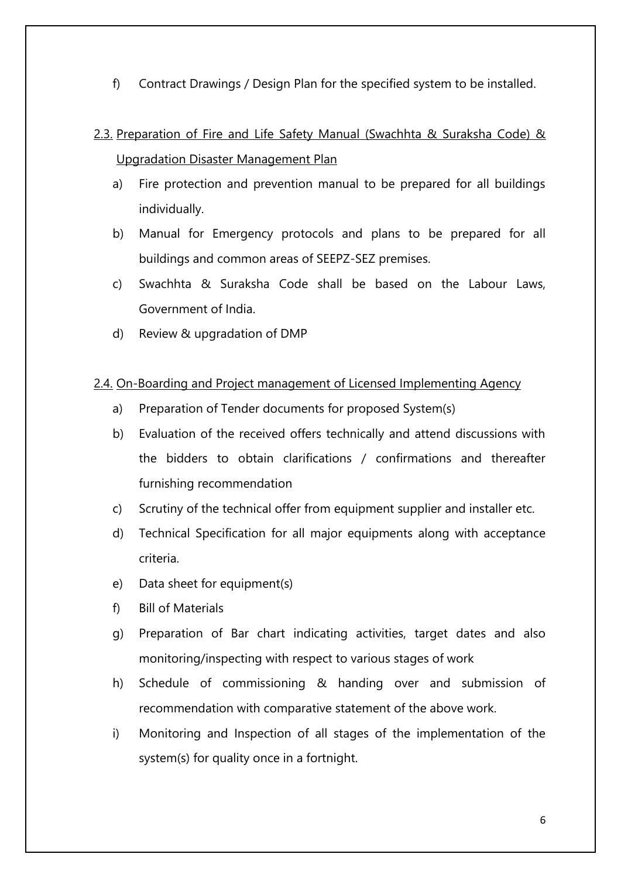f) Contract Drawings / Design Plan for the specified system to be installed.

### 2.3. Preparation of Fire and Life Safety Manual (Swachhta & Suraksha Code) & Upgradation Disaster Management Plan

a) Fire protection and prevention manual to be prepared for all buildings individually.

b) Manual for Emergency protocols and plans to be prepared for all buildings and common areas of SEEPZ-SEZ premises.

c) Swachhta & Suraksha Code shall be based on the Labour Laws, Government of India.

d) Review & upgradation of DMP

### 2.4. On-Boarding and Project management of Licensed Implementing Agency

a) Preparation of Tender documents for proposed System(s)

b) Evaluation of the received offers technically and attend discussions with the bidders to obtain clarifications / confirmations and thereafter furnishing recommendation

c) Scrutiny of the technical offer from equipment supplier and installer etc.

d) Technical Specification for all major equipments along with acceptance criteria.

e) Data sheet for equipment(s)

f) Bill of Materials

g) Preparation of Bar chart indicating activities, target dates and also monitoring/inspecting with respect to various stages of work

h) Schedule of commissioning & handing over and submission of recommendation with comparative statement of the above work.

i) Monitoring and Inspection of all stages of the implementation of the system(s) for quality once in a fortnight.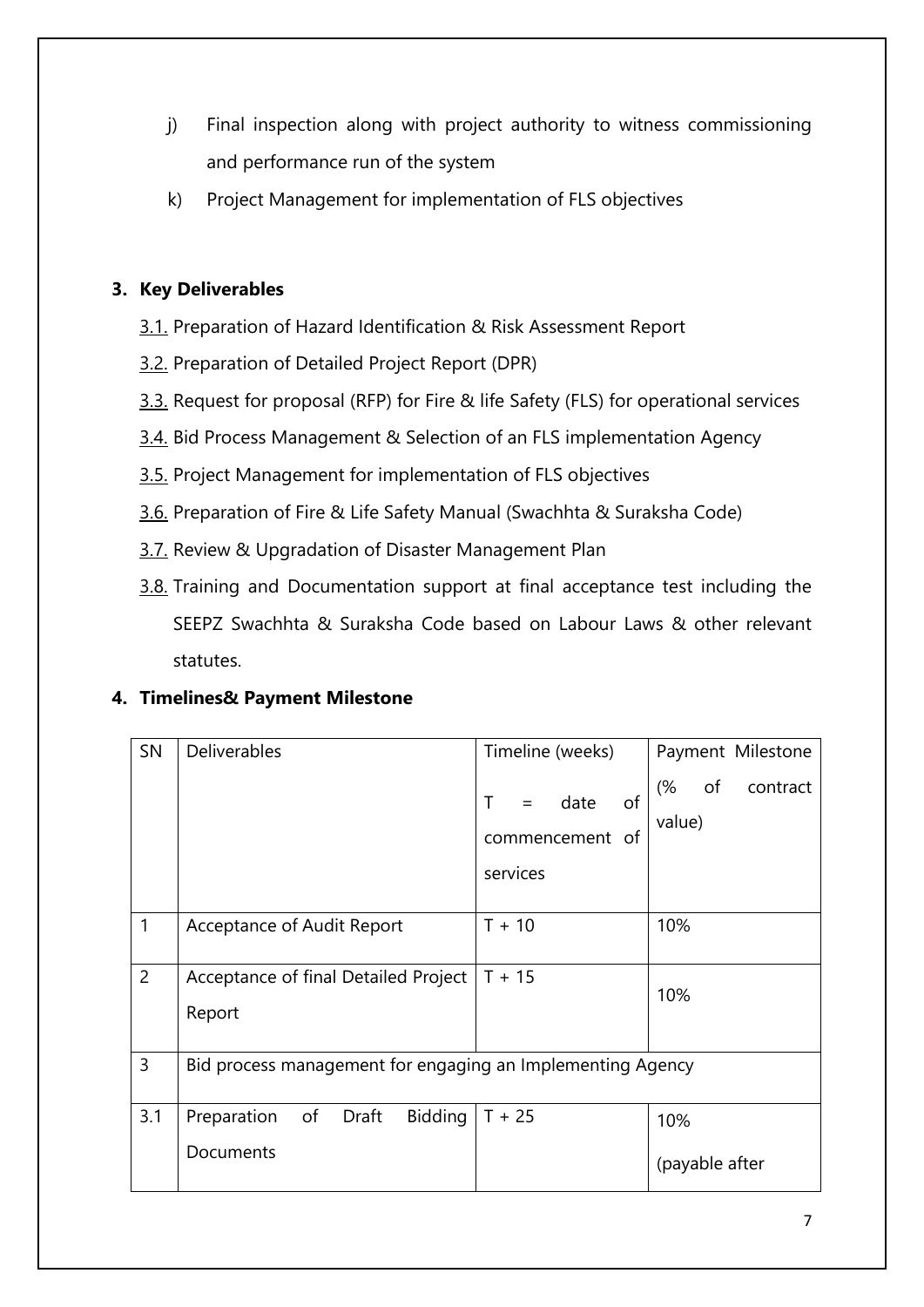j) Final inspection along with project authority to witness commissioning and performance run of the system

k) Project Management for implementation of FLS objectives

## 3. Key Deliverables

3.1. Preparation of Hazard Identification & Risk Assessment Report

3.2. Preparation of Detailed Project Report (DPR)

3.3. Request for proposal (RFP) for Fire & life Safety (FLS) for operational services

3.4. Bid Process Management & Selection of an FLS implementation Agency

3.5. Project Management for implementation of FLS objectives

3.6. Preparation of Fire & Life Safety Manual (Swachhta & Suraksha Code)

3.7. Review & Upgradation of Disaster Management Plan

3.8. Training and Documentation support at final acceptance test including the SEEPZ Swachhta & Suraksha Code based on Labour Laws & other relevant statutes.

## 4. Timelines& Payment Milestone

| SN | Deliverables | Timeline (weeks) T = date of commencement of services | Payment Milestone (% of contract value) |
|---|---|---|---|
| 1 | Acceptance of Audit Report | T + 10 | 10% |
| 2 | Acceptance of final Detailed Project Report | T + 15 | 10% |
| 3 | Bid process management for engaging an Implementing Agency | | |
| 3.1 | Preparation of Draft Bidding Documents | T + 25 | 10% (payable after |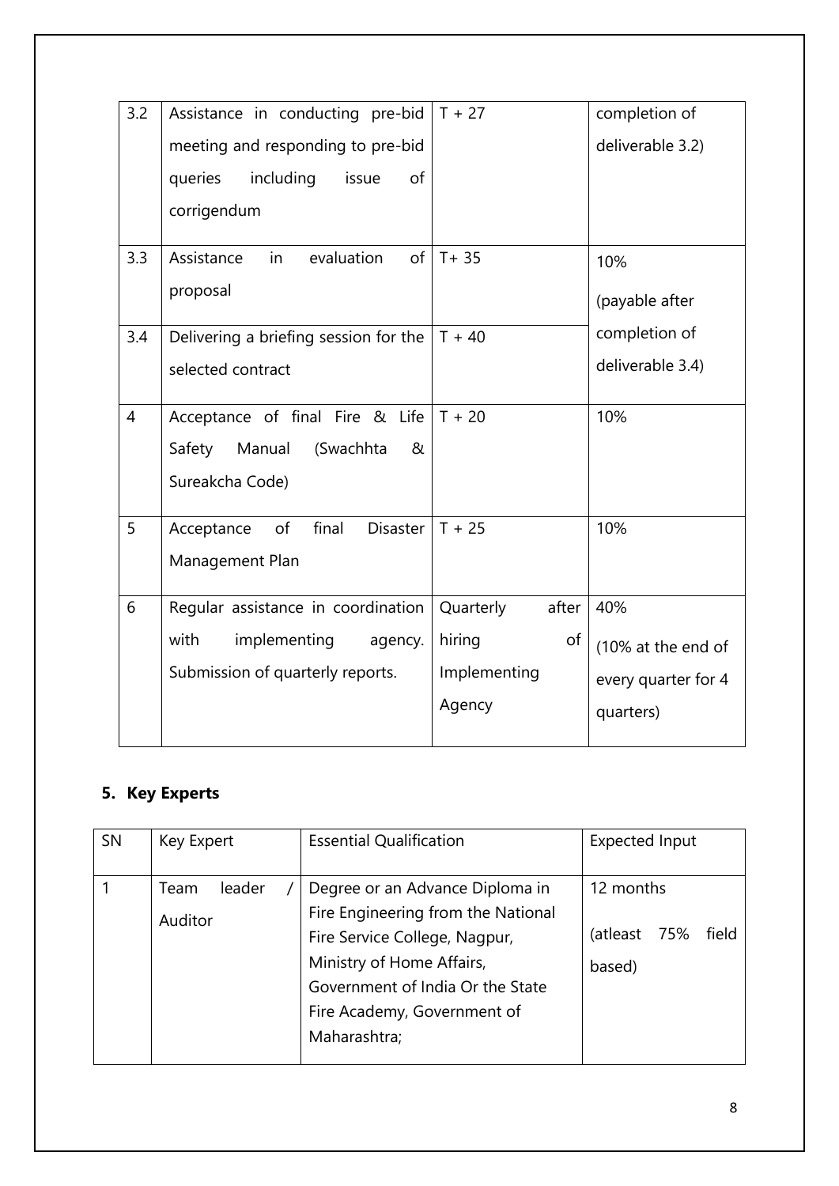| | | | |
|---|---|---|---|
| 3.2 | Assistance in conducting pre-bid meeting and responding to pre-bid queries including issue of corrigendum | T + 27 | completion of deliverable 3.2) |
| 3.3 | Assistance in evaluation of proposal | T+ 35 | 10% (payable after completion of deliverable 3.4) |
| 3.4 | Delivering a briefing session for the selected contract | T + 40 | |
| 4 | Acceptance of final Fire & Life Safety Manual (Swachhta & Sureakcha Code) | T + 20 | 10% |
| 5 | Acceptance of final Disaster Management Plan | T + 25 | 10% |
| 6 | Regular assistance in coordination with implementing agency. Submission of quarterly reports. | Quarterly after hiring of Implementing Agency | 40% (10% at the end of every quarter for 4 quarters) |

## 5. Key Experts

| SN | Key Expert | Essential Qualification | Expected Input |
|---|---|---|---|
| 1 | Team leader / Auditor | Degree or an Advance Diploma in Fire Engineering from the National Fire Service College, Nagpur, Ministry of Home Affairs, Government of India Or the State Fire Academy, Government of Maharashtra; | 12 months (atleast 75% field based) |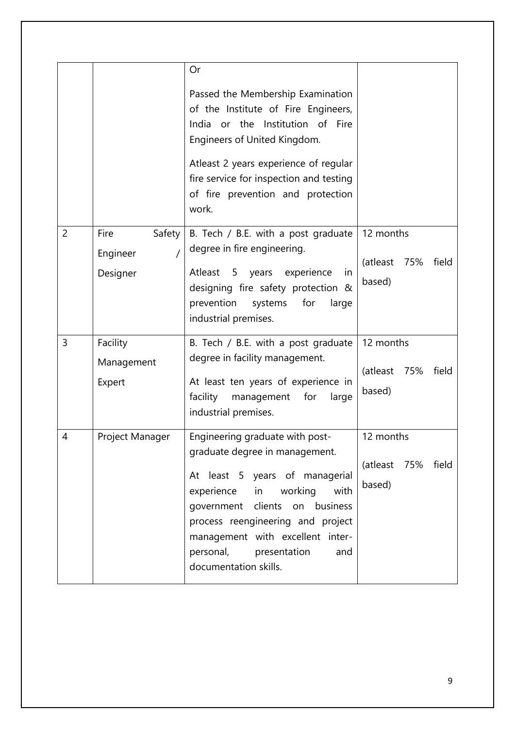| | | | |
|---|---|---|---|
| | | Or<br><br>Passed the Membership Examination of the Institute of Fire Engineers, India or the Institution of Fire Engineers of United Kingdom.<br><br>Atleast 2 years experience of regular fire service for inspection and testing of fire prevention and protection work. | |
| 2 | Fire Safety Engineer / Designer | B. Tech / B.E. with a post graduate degree in fire engineering.<br><br>Atleast 5 years experience in designing fire safety protection & prevention systems for large industrial premises. | 12 months<br><br>(atleast 75% field based) |
| 3 | Facility Management Expert | B. Tech / B.E. with a post graduate degree in facility management.<br><br>At least ten years of experience in facility management for large industrial premises. | 12 months<br><br>(atleast 75% field based) |
| 4 | Project Manager | Engineering graduate with post-graduate degree in management.<br><br>At least 5 years of managerial experience in working with government clients on business process reengineering and project management with excellent inter-personal, presentation and documentation skills. | 12 months<br><br>(atleast 75% field based) |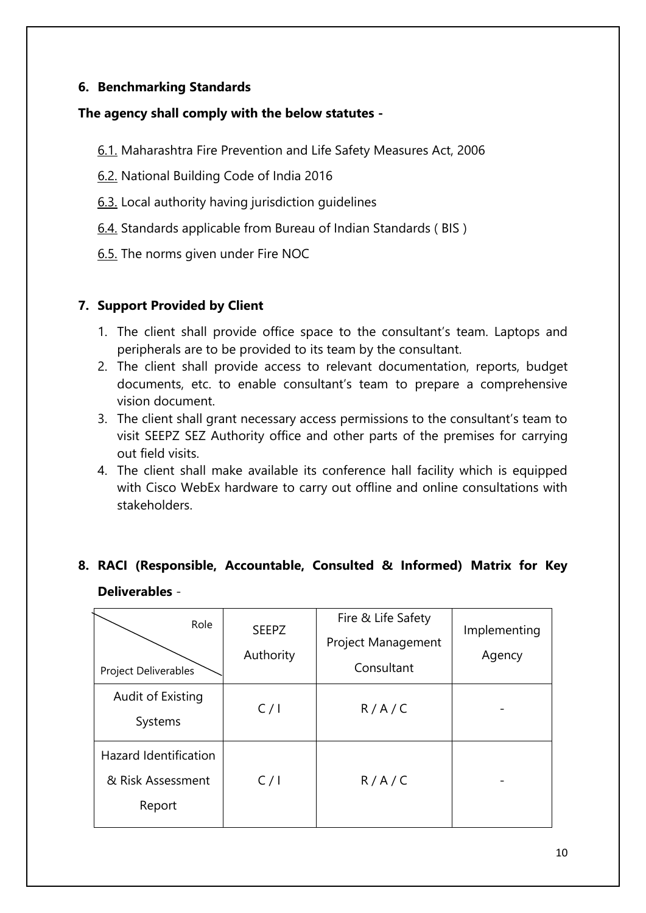## 6. Benchmarking Standards

**The agency shall comply with the below statutes -**

6.1. Maharashtra Fire Prevention and Life Safety Measures Act, 2006

6.2. National Building Code of India 2016

6.3. Local authority having jurisdiction guidelines

6.4. Standards applicable from Bureau of Indian Standards ( BIS )

6.5. The norms given under Fire NOC

## 7. Support Provided by Client

1. The client shall provide office space to the consultant's team. Laptops and peripherals are to be provided to its team by the consultant.
2. The client shall provide access to relevant documentation, reports, budget documents, etc. to enable consultant's team to prepare a comprehensive vision document.
3. The client shall grant necessary access permissions to the consultant's team to visit SEEPZ SEZ Authority office and other parts of the premises for carrying out field visits.
4. The client shall make available its conference hall facility which is equipped with Cisco WebEx hardware to carry out offline and online consultations with stakeholders.

## 8. RACI (Responsible, Accountable, Consulted & Informed) Matrix for Key Deliverables -

| Role / Project Deliverables | SEEPZ Authority | Fire & Life Safety Project Management Consultant | Implementing Agency |
|---|---|---|---|
| Audit of Existing Systems | C / I | R / A / C | - |
| Hazard Identification & Risk Assessment Report | C / I | R / A / C | - |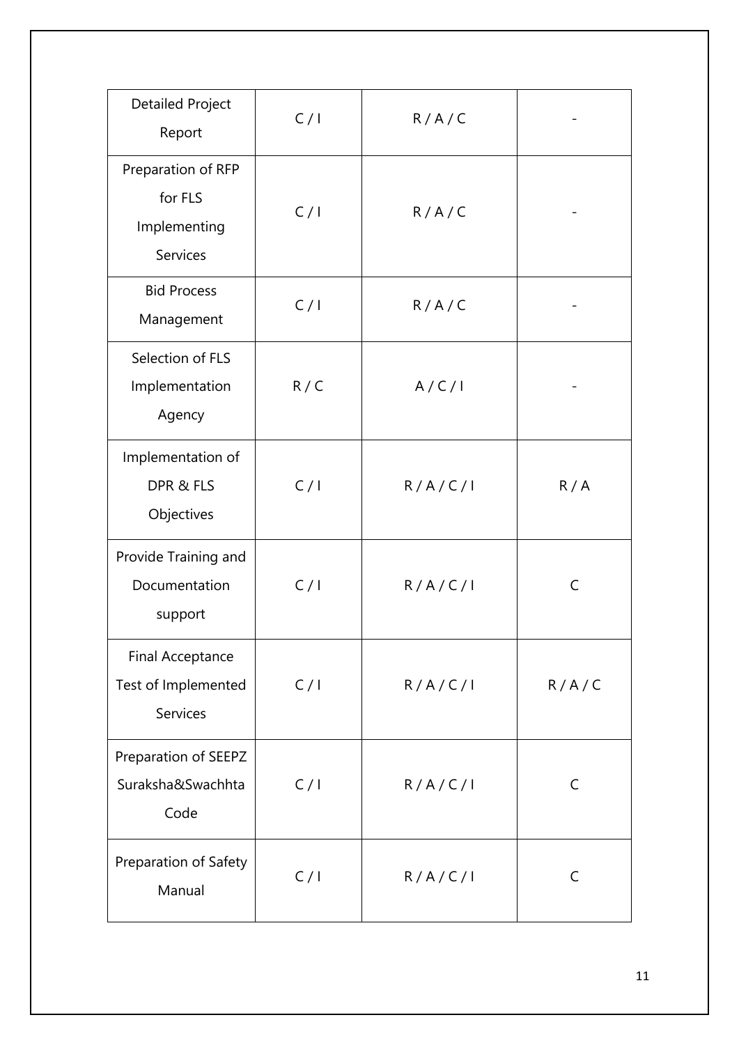| | | | |
|---|---|---|---|
| Detailed Project Report | C / I | R / A / C | - |
| Preparation of RFP for FLS Implementing Services | C / I | R / A / C | - |
| Bid Process Management | C / I | R / A / C | - |
| Selection of FLS Implementation Agency | R / C | A / C / I | - |
| Implementation of DPR & FLS Objectives | C / I | R / A / C / I | R / A |
| Provide Training and Documentation support | C / I | R / A / C / I | C |
| Final Acceptance Test of Implemented Services | C / I | R / A / C / I | R / A / C |
| Preparation of SEEPZ Suraksha&Swachhta Code | C / I | R / A / C / I | C |
| Preparation of Safety Manual | C / I | R / A / C / I | C |